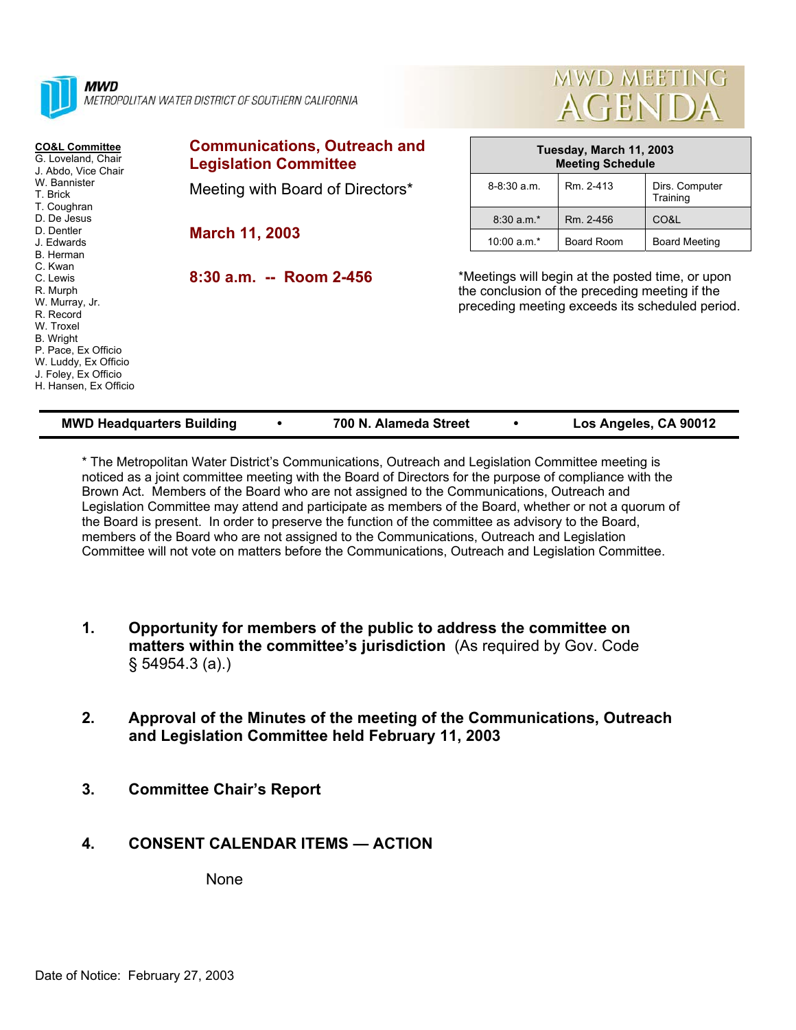**MWD**
METROPOLITAN WATER DISTRICT OF SOUTHERN CALIFORNIA

# MWD MEETING AGENDA

**CO&L Committee**
G. Loveland, Chair
J. Abdo, Vice Chair
W. Bannister
T. Brick
T. Coughran
D. De Jesus
D. Dentler
J. Edwards
B. Herman
C. Kwan
C. Lewis
R. Murph
W. Murray, Jr.
R. Record
W. Troxel
B. Wright
P. Pace, Ex Officio
W. Luddy, Ex Officio
J. Foley, Ex Officio
H. Hansen, Ex Officio

## Communications, Outreach and Legislation Committee

Meeting with Board of Directors*

**March 11, 2003**

**8:30 a.m. -- Room 2-456**

| Tuesday, March 11, 2003 Meeting Schedule | | |
|---|---|---|
| 8-8:30 a.m. | Rm. 2-413 | Dirs. Computer Training |
| 8:30 a.m.* | Rm. 2-456 | CO&L |
| 10:00 a.m.* | Board Room | Board Meeting |

*Meetings will begin at the posted time, or upon the conclusion of the preceding meeting if the preceding meeting exceeds its scheduled period.

**MWD Headquarters Building • 700 N. Alameda Street • Los Angeles, CA 90012**

* The Metropolitan Water District's Communications, Outreach and Legislation Committee meeting is noticed as a joint committee meeting with the Board of Directors for the purpose of compliance with the Brown Act. Members of the Board who are not assigned to the Communications, Outreach and Legislation Committee may attend and participate as members of the Board, whether or not a quorum of the Board is present. In order to preserve the function of the committee as advisory to the Board, members of the Board who are not assigned to the Communications, Outreach and Legislation Committee will not vote on matters before the Communications, Outreach and Legislation Committee.

1. **Opportunity for members of the public to address the committee on matters within the committee's jurisdiction** (As required by Gov. Code § 54954.3 (a).)

2. **Approval of the Minutes of the meeting of the Communications, Outreach and Legislation Committee held February 11, 2003**

3. **Committee Chair's Report**

4. **CONSENT CALENDAR ITEMS — ACTION**

   None

Date of Notice: February 27, 2003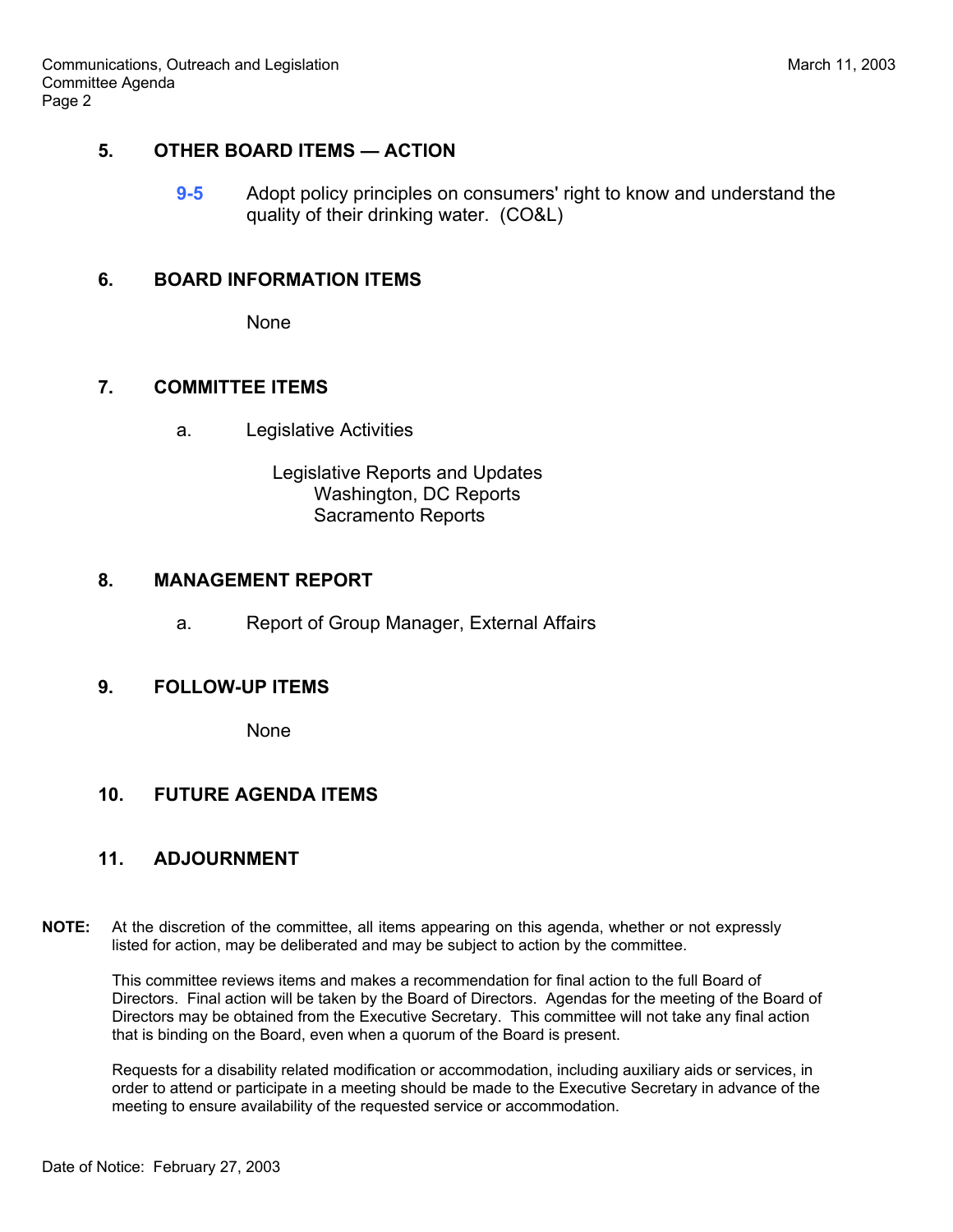## 5. OTHER BOARD ITEMS — ACTION

**9-5** Adopt policy principles on consumers' right to know and understand the quality of their drinking water. (CO&L)

## 6. BOARD INFORMATION ITEMS

None

## 7. COMMITTEE ITEMS

a. Legislative Activities

Legislative Reports and Updates
- Washington, DC Reports
- Sacramento Reports

## 8. MANAGEMENT REPORT

a. Report of Group Manager, External Affairs

## 9. FOLLOW-UP ITEMS

None

## 10. FUTURE AGENDA ITEMS

## 11. ADJOURNMENT

**NOTE:** At the discretion of the committee, all items appearing on this agenda, whether or not expressly listed for action, may be deliberated and may be subject to action by the committee.

This committee reviews items and makes a recommendation for final action to the full Board of Directors. Final action will be taken by the Board of Directors. Agendas for the meeting of the Board of Directors may be obtained from the Executive Secretary. This committee will not take any final action that is binding on the Board, even when a quorum of the Board is present.

Requests for a disability related modification or accommodation, including auxiliary aids or services, in order to attend or participate in a meeting should be made to the Executive Secretary in advance of the meeting to ensure availability of the requested service or accommodation.

Date of Notice: February 27, 2003